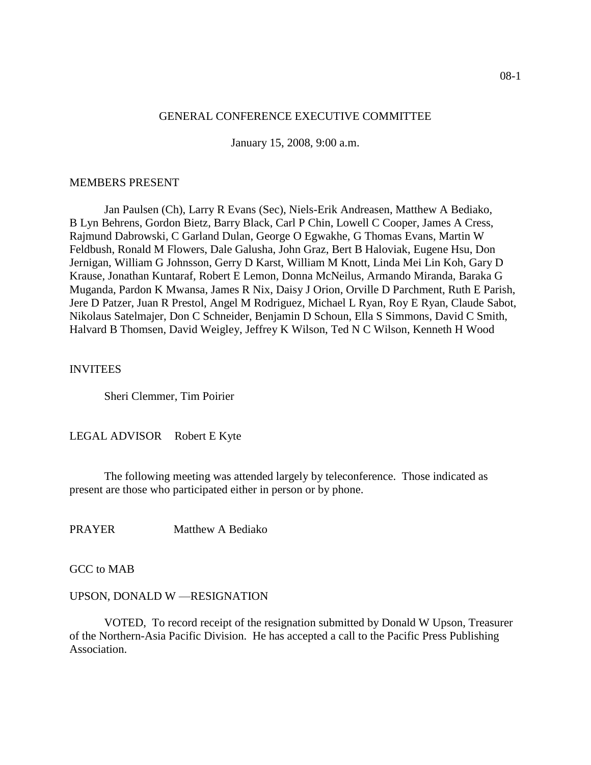GENERAL CONFERENCE EXECUTIVE COMMITTEE

January 15, 2008, 9:00 a.m.

MEMBERS PRESENT

Jan Paulsen (Ch), Larry R Evans (Sec), Niels-Erik Andreasen, Matthew A Bediako, B Lyn Behrens, Gordon Bietz, Barry Black, Carl P Chin, Lowell C Cooper, James A Cress, Rajmund Dabrowski, C Garland Dulan, George O Egwakhe, G Thomas Evans, Martin W Feldbush, Ronald M Flowers, Dale Galusha, John Graz, Bert B Haloviak, Eugene Hsu, Don Jernigan, William G Johnsson, Gerry D Karst, William M Knott, Linda Mei Lin Koh, Gary D Krause, Jonathan Kuntaraf, Robert E Lemon, Donna McNeilus, Armando Miranda, Baraka G Muganda, Pardon K Mwansa, James R Nix, Daisy J Orion, Orville D Parchment, Ruth E Parish, Jere D Patzer, Juan R Prestol, Angel M Rodriguez, Michael L Ryan, Roy E Ryan, Claude Sabot, Nikolaus Satelmajer, Don C Schneider, Benjamin D Schoun, Ella S Simmons, David C Smith, Halvard B Thomsen, David Weigley, Jeffrey K Wilson, Ted N C Wilson, Kenneth H Wood

INVITEES

Sheri Clemmer, Tim Poirier

LEGAL ADVISOR Robert E Kyte

The following meeting was attended largely by teleconference. Those indicated as present are those who participated either in person or by phone.

PRAYER Matthew A Bediako

GCC to MAB

UPSON, DONALD W —RESIGNATION

VOTED, To record receipt of the resignation submitted by Donald W Upson, Treasurer of the Northern-Asia Pacific Division. He has accepted a call to the Pacific Press Publishing Association.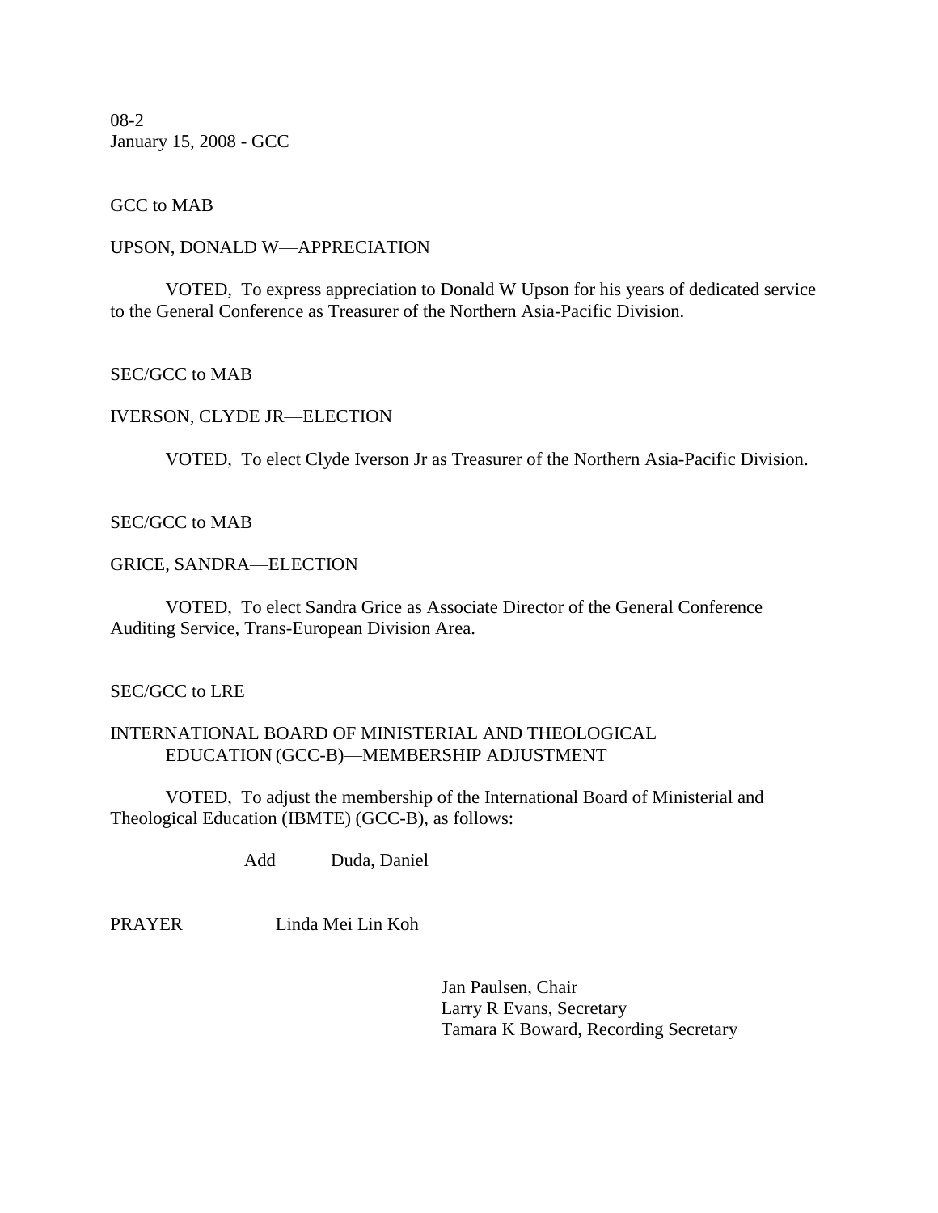08-2
January 15, 2008 - GCC

GCC to MAB

UPSON, DONALD W—APPRECIATION

VOTED, To express appreciation to Donald W Upson for his years of dedicated service to the General Conference as Treasurer of the Northern Asia-Pacific Division.

SEC/GCC to MAB

IVERSON, CLYDE JR—ELECTION

VOTED, To elect Clyde Iverson Jr as Treasurer of the Northern Asia-Pacific Division.

SEC/GCC to MAB

GRICE, SANDRA—ELECTION

VOTED, To elect Sandra Grice as Associate Director of the General Conference Auditing Service, Trans-European Division Area.

SEC/GCC to LRE

INTERNATIONAL BOARD OF MINISTERIAL AND THEOLOGICAL EDUCATION (GCC-B)—MEMBERSHIP ADJUSTMENT

VOTED, To adjust the membership of the International Board of Ministerial and Theological Education (IBMTE) (GCC-B), as follows:

Add Duda, Daniel

PRAYER Linda Mei Lin Koh

Jan Paulsen, Chair
Larry R Evans, Secretary
Tamara K Boward, Recording Secretary